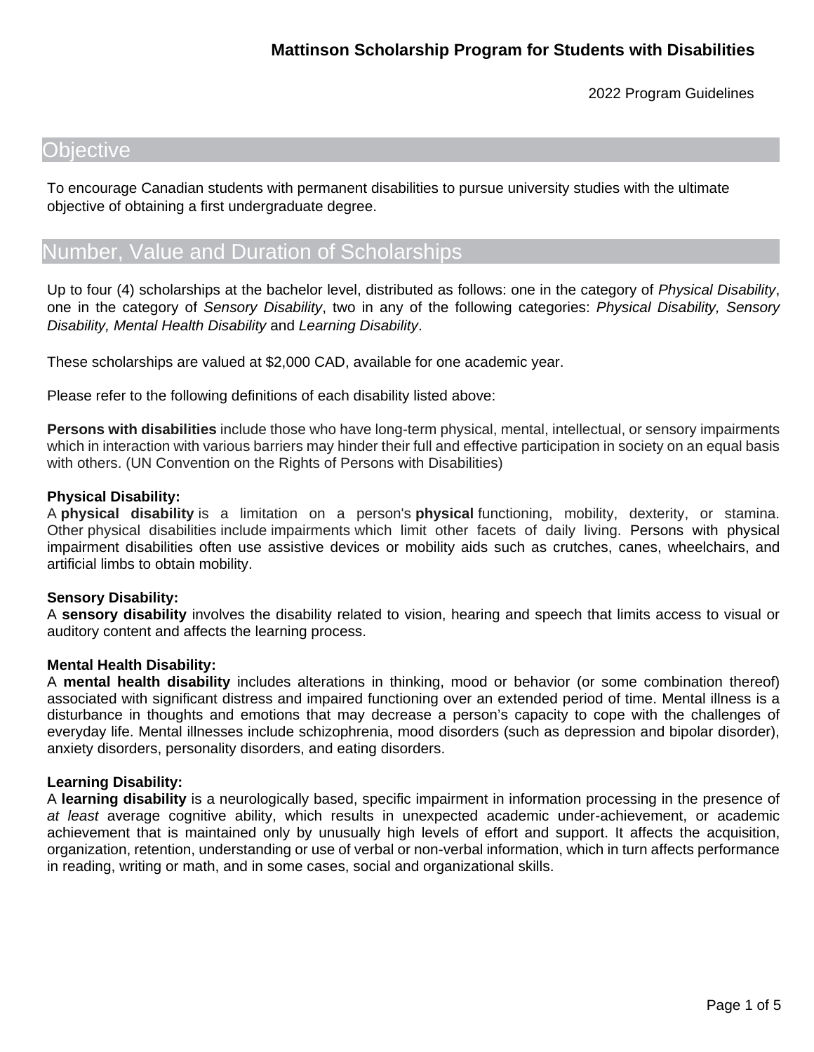# Mattinson Scholarship Program for Students with Disabilities

2022 Program Guidelines

## Objective

To encourage Canadian students with permanent disabilities to pursue university studies with the ultimate objective of obtaining a first undergraduate degree.

## Number, Value and Duration of Scholarships

Up to four (4) scholarships at the bachelor level, distributed as follows: one in the category of *Physical Disability*, one in the category of *Sensory Disability*, two in any of the following categories: *Physical Disability, Sensory Disability, Mental Health Disability* and *Learning Disability*.

These scholarships are valued at $2,000 CAD, available for one academic year.

Please refer to the following definitions of each disability listed above:

**Persons with disabilities** include those who have long-term physical, mental, intellectual, or sensory impairments which in interaction with various barriers may hinder their full and effective participation in society on an equal basis with others. (UN Convention on the Rights of Persons with Disabilities)

**Physical Disability:**
A **physical disability** is a limitation on a person's **physical** functioning, mobility, dexterity, or stamina. Other physical disabilities include impairments which limit other facets of daily living. Persons with physical impairment disabilities often use assistive devices or mobility aids such as crutches, canes, wheelchairs, and artificial limbs to obtain mobility.

**Sensory Disability:**
A **sensory disability** involves the disability related to vision, hearing and speech that limits access to visual or auditory content and affects the learning process.

**Mental Health Disability:**
A **mental health disability** includes alterations in thinking, mood or behavior (or some combination thereof) associated with significant distress and impaired functioning over an extended period of time. Mental illness is a disturbance in thoughts and emotions that may decrease a person's capacity to cope with the challenges of everyday life. Mental illnesses include schizophrenia, mood disorders (such as depression and bipolar disorder), anxiety disorders, personality disorders, and eating disorders.

**Learning Disability:**
A **learning disability** is a neurologically based, specific impairment in information processing in the presence of *at least* average cognitive ability, which results in unexpected academic under-achievement, or academic achievement that is maintained only by unusually high levels of effort and support. It affects the acquisition, organization, retention, understanding or use of verbal or non-verbal information, which in turn affects performance in reading, writing or math, and in some cases, social and organizational skills.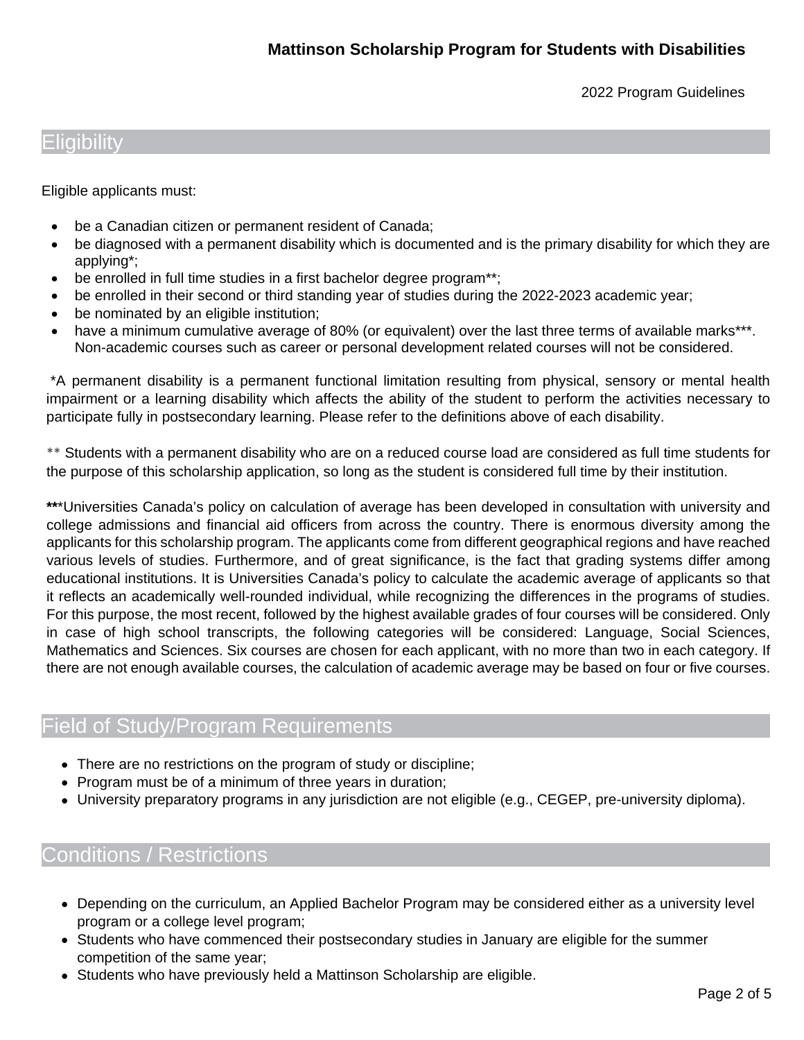## Eligibility

Eligible applicants must:

- be a Canadian citizen or permanent resident of Canada;
- be diagnosed with a permanent disability which is documented and is the primary disability for which they are applying*;
- be enrolled in full time studies in a first bachelor degree program**;
- be enrolled in their second or third standing year of studies during the 2022-2023 academic year;
- be nominated by an eligible institution;
- have a minimum cumulative average of 80% (or equivalent) over the last three terms of available marks***. Non-academic courses such as career or personal development related courses will not be considered.

*A permanent disability is a permanent functional limitation resulting from physical, sensory or mental health impairment or a learning disability which affects the ability of the student to perform the activities necessary to participate fully in postsecondary learning. Please refer to the definitions above of each disability.

** Students with a permanent disability who are on a reduced course load are considered as full time students for the purpose of this scholarship application, so long as the student is considered full time by their institution.

***Universities Canada's policy on calculation of average has been developed in consultation with university and college admissions and financial aid officers from across the country. There is enormous diversity among the applicants for this scholarship program. The applicants come from different geographical regions and have reached various levels of studies. Furthermore, and of great significance, is the fact that grading systems differ among educational institutions. It is Universities Canada's policy to calculate the academic average of applicants so that it reflects an academically well-rounded individual, while recognizing the differences in the programs of studies. For this purpose, the most recent, followed by the highest available grades of four courses will be considered. Only in case of high school transcripts, the following categories will be considered: Language, Social Sciences, Mathematics and Sciences. Six courses are chosen for each applicant, with no more than two in each category. If there are not enough available courses, the calculation of academic average may be based on four or five courses.

## Field of Study/Program Requirements

- There are no restrictions on the program of study or discipline;
- Program must be of a minimum of three years in duration;
- University preparatory programs in any jurisdiction are not eligible (e.g., CEGEP, pre-university diploma).

## Conditions / Restrictions

- Depending on the curriculum, an Applied Bachelor Program may be considered either as a university level program or a college level program;
- Students who have commenced their postsecondary studies in January are eligible for the summer competition of the same year;
- Students who have previously held a Mattinson Scholarship are eligible.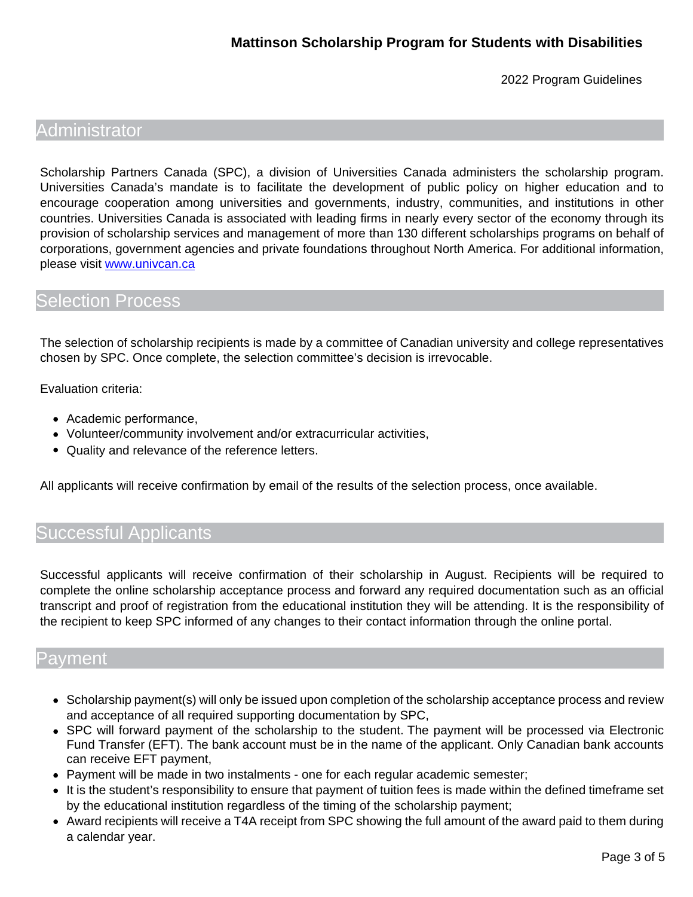## Administrator

Scholarship Partners Canada (SPC), a division of Universities Canada administers the scholarship program. Universities Canada's mandate is to facilitate the development of public policy on higher education and to encourage cooperation among universities and governments, industry, communities, and institutions in other countries. Universities Canada is associated with leading firms in nearly every sector of the economy through its provision of scholarship services and management of more than 130 different scholarships programs on behalf of corporations, government agencies and private foundations throughout North America. For additional information, please visit [www.univcan.ca](http://www.univcan.ca)

## Selection Process

The selection of scholarship recipients is made by a committee of Canadian university and college representatives chosen by SPC. Once complete, the selection committee's decision is irrevocable.

Evaluation criteria:

- Academic performance,
- Volunteer/community involvement and/or extracurricular activities,
- Quality and relevance of the reference letters.

All applicants will receive confirmation by email of the results of the selection process, once available.

## Successful Applicants

Successful applicants will receive confirmation of their scholarship in August. Recipients will be required to complete the online scholarship acceptance process and forward any required documentation such as an official transcript and proof of registration from the educational institution they will be attending. It is the responsibility of the recipient to keep SPC informed of any changes to their contact information through the online portal.

## Payment

- Scholarship payment(s) will only be issued upon completion of the scholarship acceptance process and review and acceptance of all required supporting documentation by SPC,
- SPC will forward payment of the scholarship to the student. The payment will be processed via Electronic Fund Transfer (EFT). The bank account must be in the name of the applicant. Only Canadian bank accounts can receive EFT payment,
- Payment will be made in two instalments - one for each regular academic semester;
- It is the student's responsibility to ensure that payment of tuition fees is made within the defined timeframe set by the educational institution regardless of the timing of the scholarship payment;
- Award recipients will receive a T4A receipt from SPC showing the full amount of the award paid to them during a calendar year.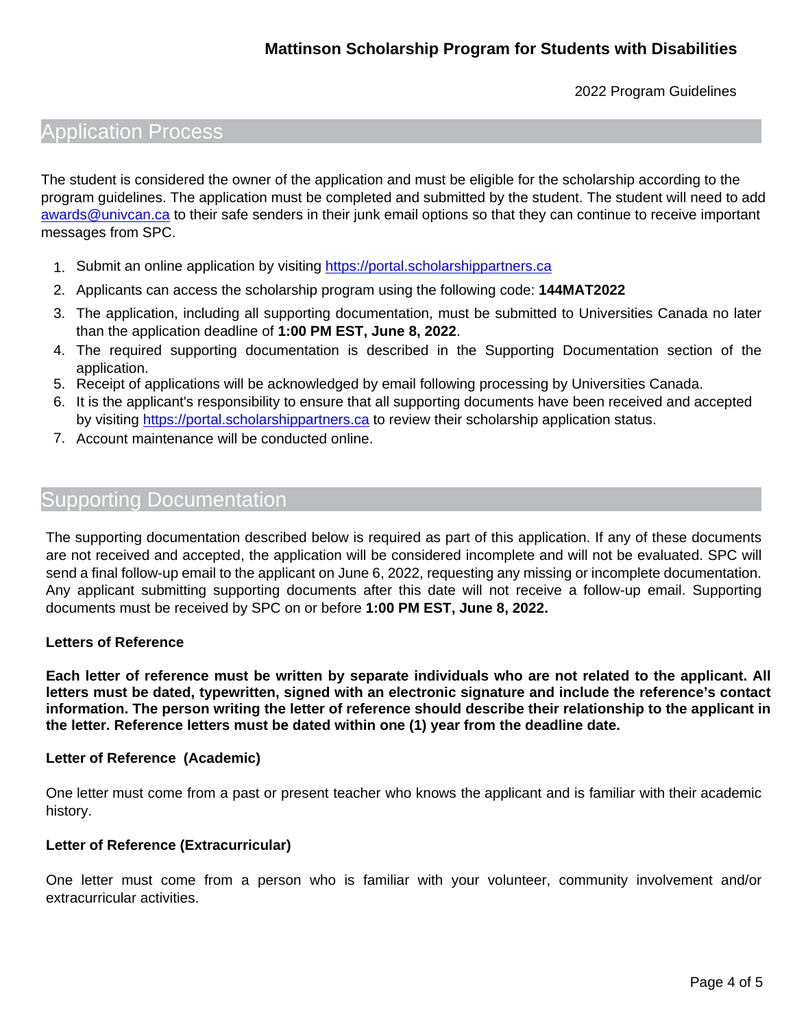## Application Process

The student is considered the owner of the application and must be eligible for the scholarship according to the program guidelines. The application must be completed and submitted by the student. The student will need to add awards@univcan.ca to their safe senders in their junk email options so that they can continue to receive important messages from SPC.

1. Submit an online application by visiting https://portal.scholarshippartners.ca
2. Applicants can access the scholarship program using the following code: **144MAT2022**
3. The application, including all supporting documentation, must be submitted to Universities Canada no later than the application deadline of **1:00 PM EST, June 8, 2022**.
4. The required supporting documentation is described in the Supporting Documentation section of the application.
5. Receipt of applications will be acknowledged by email following processing by Universities Canada.
6. It is the applicant's responsibility to ensure that all supporting documents have been received and accepted by visiting https://portal.scholarshippartners.ca to review their scholarship application status.
7. Account maintenance will be conducted online.

## Supporting Documentation

The supporting documentation described below is required as part of this application. If any of these documents are not received and accepted, the application will be considered incomplete and will not be evaluated. SPC will send a final follow-up email to the applicant on June 6, 2022, requesting any missing or incomplete documentation. Any applicant submitting supporting documents after this date will not receive a follow-up email. Supporting documents must be received by SPC on or before **1:00 PM EST, June 8, 2022.**

### Letters of Reference

**Each letter of reference must be written by separate individuals who are not related to the applicant. All letters must be dated, typewritten, signed with an electronic signature and include the reference's contact information. The person writing the letter of reference should describe their relationship to the applicant in the letter. Reference letters must be dated within one (1) year from the deadline date.**

### Letter of Reference (Academic)

One letter must come from a past or present teacher who knows the applicant and is familiar with their academic history.

### Letter of Reference (Extracurricular)

One letter must come from a person who is familiar with your volunteer, community involvement and/or extracurricular activities.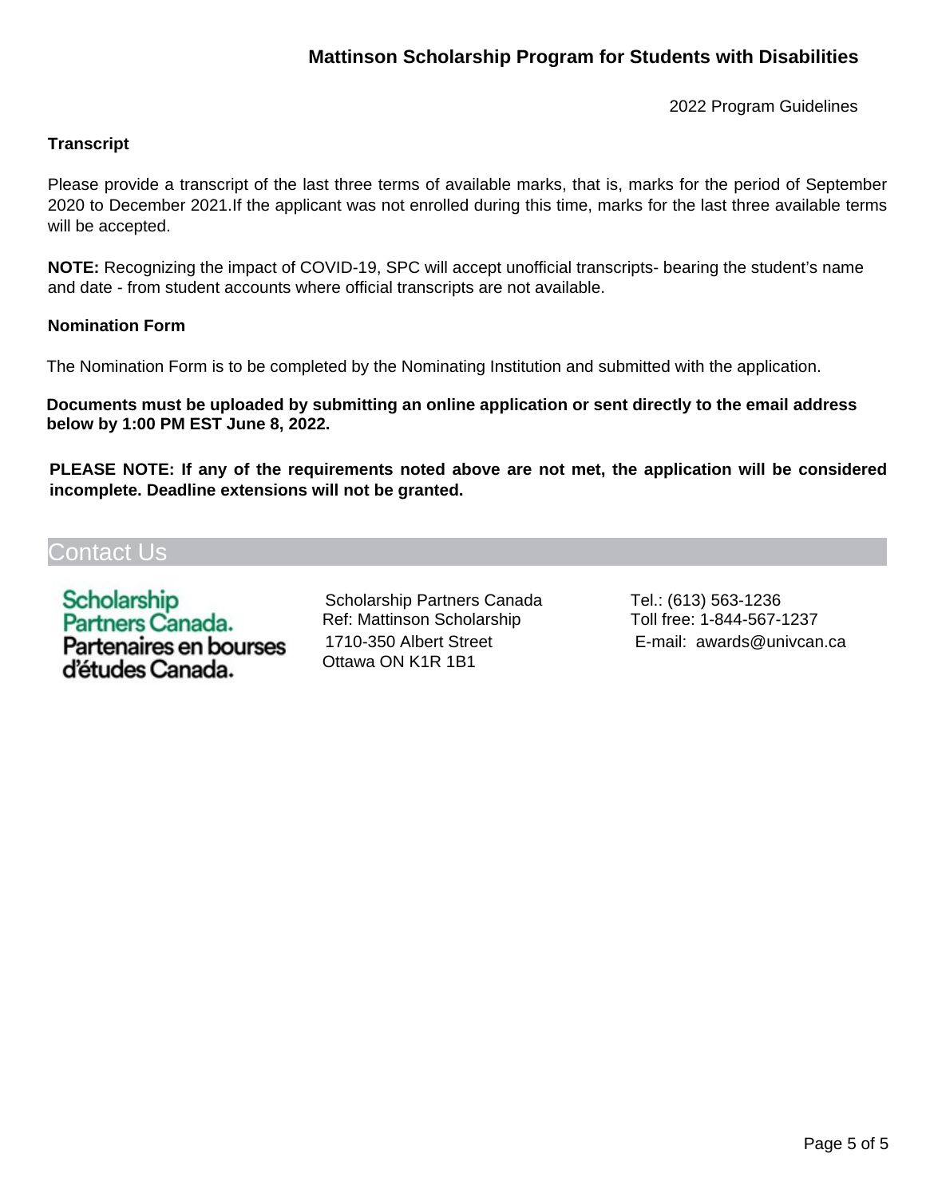### Transcript

Please provide a transcript of the last three terms of available marks, that is, marks for the period of September 2020 to December 2021.If the applicant was not enrolled during this time, marks for the last three available terms will be accepted.

**NOTE:** Recognizing the impact of COVID-19, SPC will accept unofficial transcripts- bearing the student's name and date - from student accounts where official transcripts are not available.

### Nomination Form

The Nomination Form is to be completed by the Nominating Institution and submitted with the application.

**Documents must be uploaded by submitting an online application or sent directly to the email address below by 1:00 PM EST June 8, 2022.**

**PLEASE NOTE: If any of the requirements noted above are not met, the application will be considered incomplete. Deadline extensions will not be granted.**

## Contact Us

Scholarship Partners Canada.
Partenaires en bourses d'études Canada.

Scholarship Partners Canada
Ref: Mattinson Scholarship
1710-350 Albert Street
Ottawa ON K1R 1B1

Tel.: (613) 563-1236
Toll free: 1-844-567-1237
E-mail: awards@univcan.ca